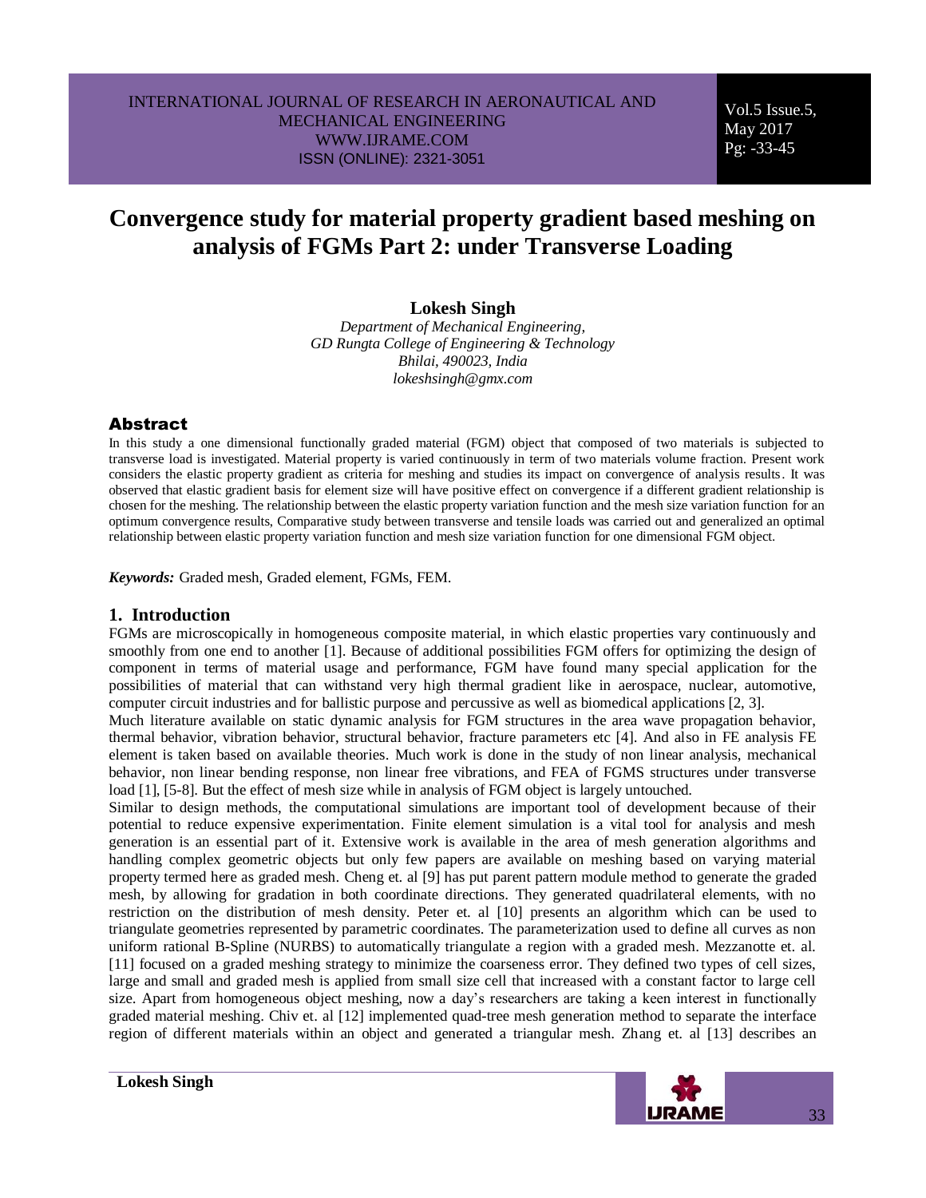# Convergence study for material property gradient based meshing on analysis of FGMs Part 2: under Transverse Loading

**Lokesh Singh**

*Department of Mechanical Engineering,*
*GD Rungta College of Engineering & Technology*
*Bhilai, 490023, India*
*lokeshsingh@gmx.com*

## Abstract

In this study a one dimensional functionally graded material (FGM) object that composed of two materials is subjected to transverse load is investigated. Material property is varied continuously in term of two materials volume fraction. Present work considers the elastic property gradient as criteria for meshing and studies its impact on convergence of analysis results. It was observed that elastic gradient basis for element size will have positive effect on convergence if a different gradient relationship is chosen for the meshing. The relationship between the elastic property variation function and the mesh size variation function for an optimum convergence results, Comparative study between transverse and tensile loads was carried out and generalized an optimal relationship between elastic property variation function and mesh size variation function for one dimensional FGM object.

***Keywords:*** Graded mesh, Graded element, FGMs, FEM.

## 1. Introduction

FGMs are microscopically in homogeneous composite material, in which elastic properties vary continuously and smoothly from one end to another [1]. Because of additional possibilities FGM offers for optimizing the design of component in terms of material usage and performance, FGM have found many special application for the possibilities of material that can withstand very high thermal gradient like in aerospace, nuclear, automotive, computer circuit industries and for ballistic purpose and percussive as well as biomedical applications [2, 3].

Much literature available on static dynamic analysis for FGM structures in the area wave propagation behavior, thermal behavior, vibration behavior, structural behavior, fracture parameters etc [4]. And also in FE analysis FE element is taken based on available theories. Much work is done in the study of non linear analysis, mechanical behavior, non linear bending response, non linear free vibrations, and FEA of FGMS structures under transverse load [1], [5-8]. But the effect of mesh size while in analysis of FGM object is largely untouched.

Similar to design methods, the computational simulations are important tool of development because of their potential to reduce expensive experimentation. Finite element simulation is a vital tool for analysis and mesh generation is an essential part of it. Extensive work is available in the area of mesh generation algorithms and handling complex geometric objects but only few papers are available on meshing based on varying material property termed here as graded mesh. Cheng et. al [9] has put parent pattern module method to generate the graded mesh, by allowing for gradation in both coordinate directions. They generated quadrilateral elements, with no restriction on the distribution of mesh density. Peter et. al [10] presents an algorithm which can be used to triangulate geometries represented by parametric coordinates. The parameterization used to define all curves as non uniform rational B-Spline (NURBS) to automatically triangulate a region with a graded mesh. Mezzanotte et. al. [11] focused on a graded meshing strategy to minimize the coarseness error. They defined two types of cell sizes, large and small and graded mesh is applied from small size cell that increased with a constant factor to large cell size. Apart from homogeneous object meshing, now a day's researchers are taking a keen interest in functionally graded material meshing. Chiv et. al [12] implemented quad-tree mesh generation method to separate the interface region of different materials within an object and generated a triangular mesh. Zhang et. al [13] describes an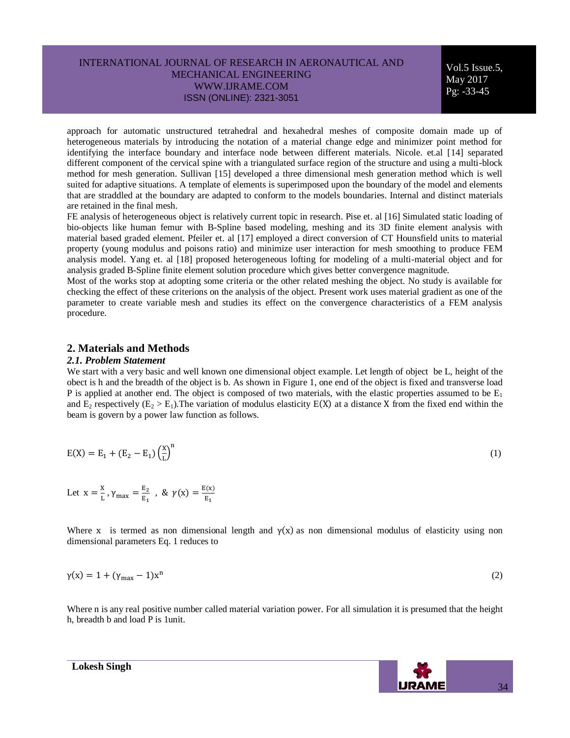approach for automatic unstructured tetrahedral and hexahedral meshes of composite domain made up of heterogeneous materials by introducing the notation of a material change edge and minimizer point method for identifying the interface boundary and interface node between different materials. Nicole. et.al [14] separated different component of the cervical spine with a triangulated surface region of the structure and using a multi-block method for mesh generation. Sullivan [15] developed a three dimensional mesh generation method which is well suited for adaptive situations. A template of elements is superimposed upon the boundary of the model and elements that are straddled at the boundary are adapted to conform to the models boundaries. Internal and distinct materials are retained in the final mesh.

FE analysis of heterogeneous object is relatively current topic in research. Pise et. al [16] Simulated static loading of bio-objects like human femur with B-Spline based modeling, meshing and its 3D finite element analysis with material based graded element. Pfeiler et. al [17] employed a direct conversion of CT Hounsfield units to material property (young modulus and poisons ratio) and minimize user interaction for mesh smoothing to produce FEM analysis model. Yang et. al [18] proposed heterogeneous lofting for modeling of a multi-material object and for analysis graded B-Spline finite element solution procedure which gives better convergence magnitude.

Most of the works stop at adopting some criteria or the other related meshing the object. No study is available for checking the effect of these criterions on the analysis of the object. Present work uses material gradient as one of the parameter to create variable mesh and studies its effect on the convergence characteristics of a FEM analysis procedure.

## 2. Materials and Methods

### *2.1. Problem Statement*

We start with a very basic and well known one dimensional object example. Let length of object be L, height of the obect is h and the breadth of the object is b. As shown in Figure 1, one end of the object is fixed and transverse load P is applied at another end. The object is composed of two materials, with the elastic properties assumed to be $E_1$ and $E_2$ respectively ($E_2 > E_1$).The variation of modulus elasticity E(X) at a distance X from the fixed end within the beam is govern by a power law function as follows.

$$E(X) = E_1 + (E_2 - E_1)\left(\frac{X}{L}\right)^n \tag{1}$$

Let $x = \frac{X}{L}$, $\gamma_{max} = \frac{E_2}{E_1}$ , & $\gamma(x) = \frac{E(x)}{E_1}$

Where x is termed as non dimensional length and $\gamma(x)$ as non dimensional modulus of elasticity using non dimensional parameters Eq. 1 reduces to

$$\gamma(x) = 1 + (\gamma_{max} - 1)x^n \tag{2}$$

Where n is any real positive number called material variation power. For all simulation it is presumed that the height h, breadth b and load P is 1unit.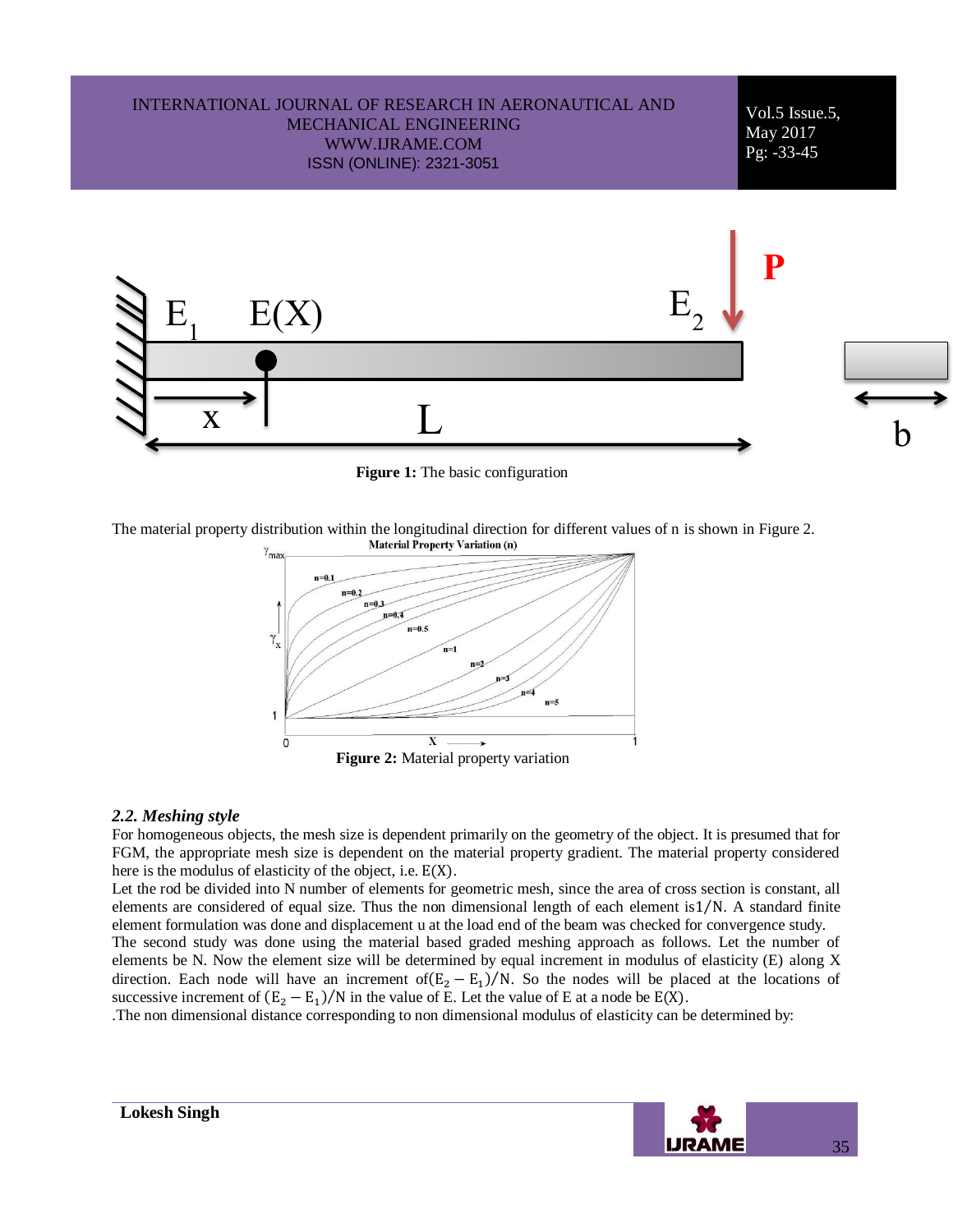Figure 1: The basic configuration

The material property distribution within the longitudinal direction for different values of n is shown in Figure 2.

Figure 2: Material property variation

### *2.2. Meshing style*

For homogeneous objects, the mesh size is dependent primarily on the geometry of the object. It is presumed that for FGM, the appropriate mesh size is dependent on the material property gradient. The material property considered here is the modulus of elasticity of the object, i.e. $E(X)$.

Let the rod be divided into N number of elements for geometric mesh, since the area of cross section is constant, all elements are considered of equal size. Thus the non dimensional length of each element is$1/N$. A standard finite element formulation was done and displacement u at the load end of the beam was checked for convergence study.

The second study was done using the material based graded meshing approach as follows. Let the number of elements be N. Now the element size will be determined by equal increment in modulus of elasticity (E) along X direction. Each node will have an increment of$(E_2 - E_1)/N$. So the nodes will be placed at the locations of successive increment of $(E_2 - E_1)/N$ in the value of E. Let the value of E at a node be $E(X)$.

.The non dimensional distance corresponding to non dimensional modulus of elasticity can be determined by: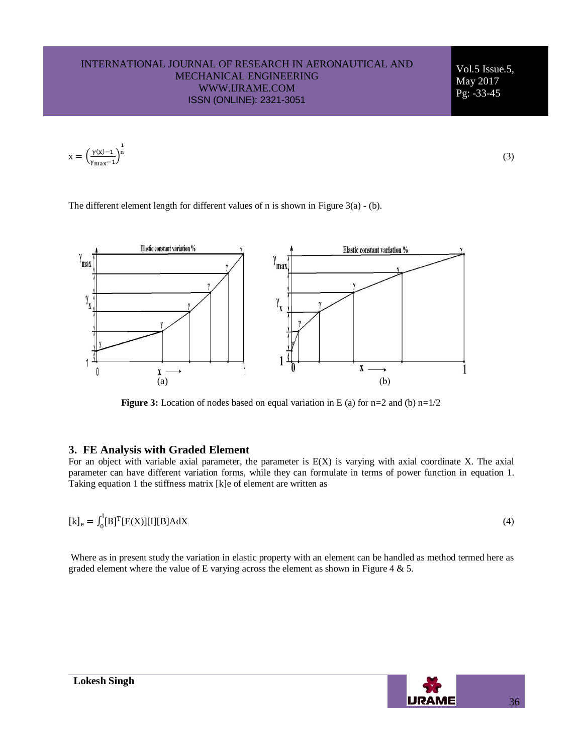$$x = \left(\frac{\gamma(x) - 1}{\gamma_{max} - 1}\right)^{\frac{1}{n}} \tag{3}$$

The different element length for different values of n is shown in Figure 3(a) - (b).

**Figure 3:** Location of nodes based on equal variation in E (a) for n=2 and (b) n=1/2

## 3. FE Analysis with Graded Element

For an object with variable axial parameter, the parameter is E(X) is varying with axial coordinate X. The axial parameter can have different variation forms, while they can formulate in terms of power function in equation 1. Taking equation 1 the stiffness matrix [k]e of element are written as

$$[k]_e = \int_0^l [B]^T [E(X)][I][B] A dX \tag{4}$$

Where as in present study the variation in elastic property with an element can be handled as method termed here as graded element where the value of E varying across the element as shown in Figure 4 & 5.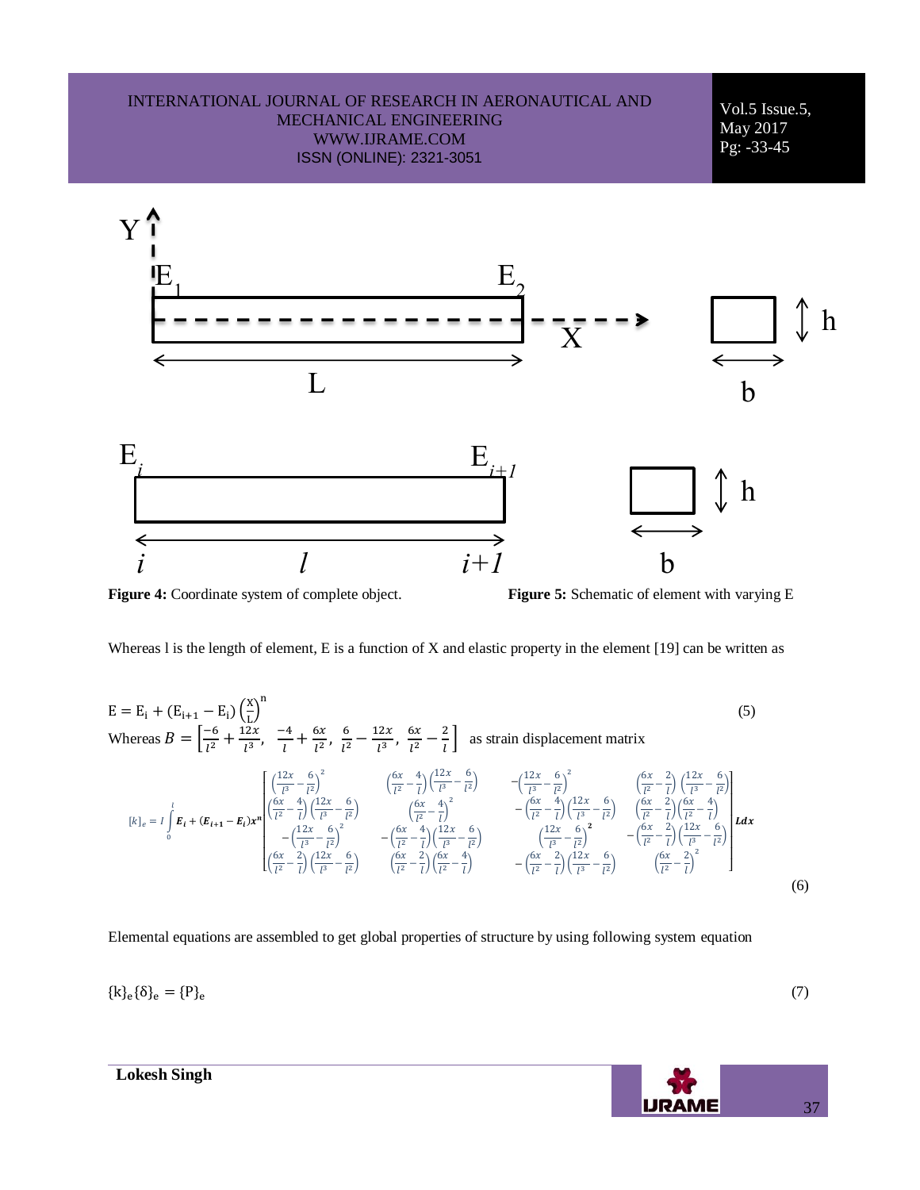Figure 4: Coordinate system of complete object.

Figure 5: Schematic of element with varying E

Whereas l is the length of element, E is a function of X and elastic property in the element [19] can be written as

$$E = E_i + (E_{i+1} - E_i)\left(\frac{X}{L}\right)^n \tag{5}$$

Whereas $B = \left[\frac{-6}{l^2} + \frac{12x}{l^3},\ \frac{-4}{l} + \frac{6x}{l^2},\ \frac{6}{l^2} - \frac{12x}{l^3},\ \frac{6x}{l^2} - \frac{2}{l}\right]$ as strain displacement matrix

$$[k]_e = I\int_0^l \boldsymbol{E_i + (E_{i+1} - E_i)x^n} \begin{bmatrix} \left(\frac{12x}{l^3} - \frac{6}{l^2}\right)^2 & \left(\frac{6x}{l^2} - \frac{4}{l}\right)\left(\frac{12x}{l^3} - \frac{6}{l^2}\right) & -\left(\frac{12x}{l^3} - \frac{6}{l^2}\right)^2 & \left(\frac{6x}{l^2} - \frac{2}{l}\right)\left(\frac{12x}{l^3} - \frac{6}{l^2}\right) \\ \left(\frac{6x}{l^2} - \frac{4}{l}\right)\left(\frac{12x}{l^3} - \frac{6}{l^2}\right) & \left(\frac{6x}{l^2} - \frac{4}{l}\right)^2 & -\left(\frac{6x}{l^2} - \frac{4}{l}\right)\left(\frac{12x}{l^3} - \frac{6}{l^2}\right) & \left(\frac{6x}{l^2} - \frac{2}{l}\right)\left(\frac{6x}{l^2} - \frac{4}{l}\right) \\ -\left(\frac{12x}{l^3} - \frac{6}{l^2}\right)^2 & -\left(\frac{6x}{l^2} - \frac{4}{l}\right)\left(\frac{12x}{l^3} - \frac{6}{l^2}\right) & \left(\frac{12x}{l^3} - \frac{6}{l^2}\right)^2 & -\left(\frac{6x}{l^2} - \frac{2}{l}\right)\left(\frac{12x}{l^3} - \frac{6}{l^2}\right) \\ \left(\frac{6x}{l^2} - \frac{2}{l}\right)\left(\frac{12x}{l^3} - \frac{6}{l^2}\right) & \left(\frac{6x}{l^2} - \frac{2}{l}\right)\left(\frac{6x}{l^2} - \frac{4}{l}\right) & -\left(\frac{6x}{l^2} - \frac{2}{l}\right)\left(\frac{12x}{l^3} - \frac{6}{l^2}\right) & \left(\frac{6x}{l^2} - \frac{2}{l}\right)^2 \end{bmatrix} \boldsymbol{Ldx} \tag{6}$$

Elemental equations are assembled to get global properties of structure by using following system equation

$$\{k\}_e\{\delta\}_e = \{P\}_e \tag{7}$$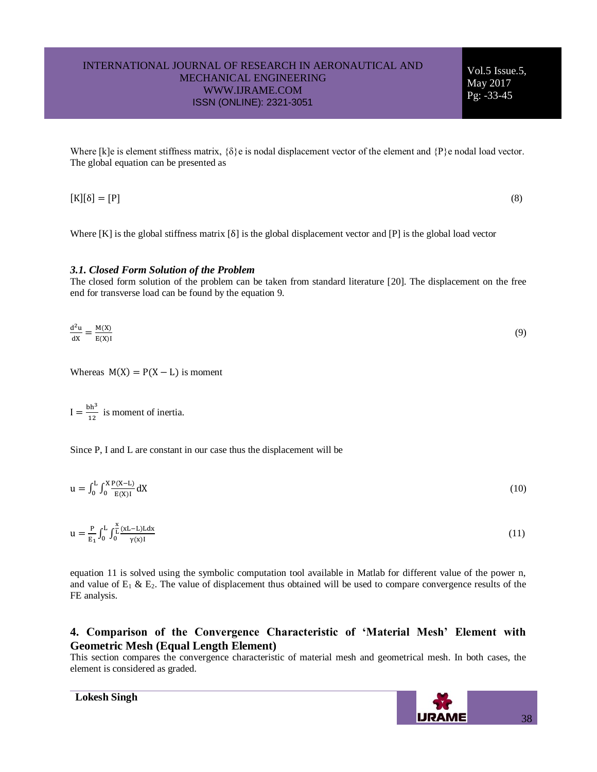Where [k]e is element stiffness matrix, {δ}e is nodal displacement vector of the element and {P}e nodal load vector. The global equation can be presented as

$$[K][\delta] = [P] \tag{8}$$

Where [K] is the global stiffness matrix [δ] is the global displacement vector and [P] is the global load vector

### *3.1. Closed Form Solution of the Problem*

The closed form solution of the problem can be taken from standard literature [20]. The displacement on the free end for transverse load can be found by the equation 9.

$$\frac{d^2u}{dX} = \frac{M(X)}{E(X)I} \tag{9}$$

Whereas $M(X) = P(X - L)$ is moment

$I = \frac{bh^3}{12}$ is moment of inertia.

Since P, I and L are constant in our case thus the displacement will be

$$u = \int_0^L \int_0^X \frac{P(X-L)}{E(X)I} dX \tag{10}$$

$$u = \frac{P}{E_1} \int_0^L \int_0^{\frac{x}{L}} \frac{(xL-L)Ldx}{\gamma(x)I} \tag{11}$$

equation 11 is solved using the symbolic computation tool available in Matlab for different value of the power n, and value of $E_1$ & $E_2$. The value of displacement thus obtained will be used to compare convergence results of the FE analysis.

## 4. Comparison of the Convergence Characteristic of 'Material Mesh' Element with Geometric Mesh (Equal Length Element)

This section compares the convergence characteristic of material mesh and geometrical mesh. In both cases, the element is considered as graded.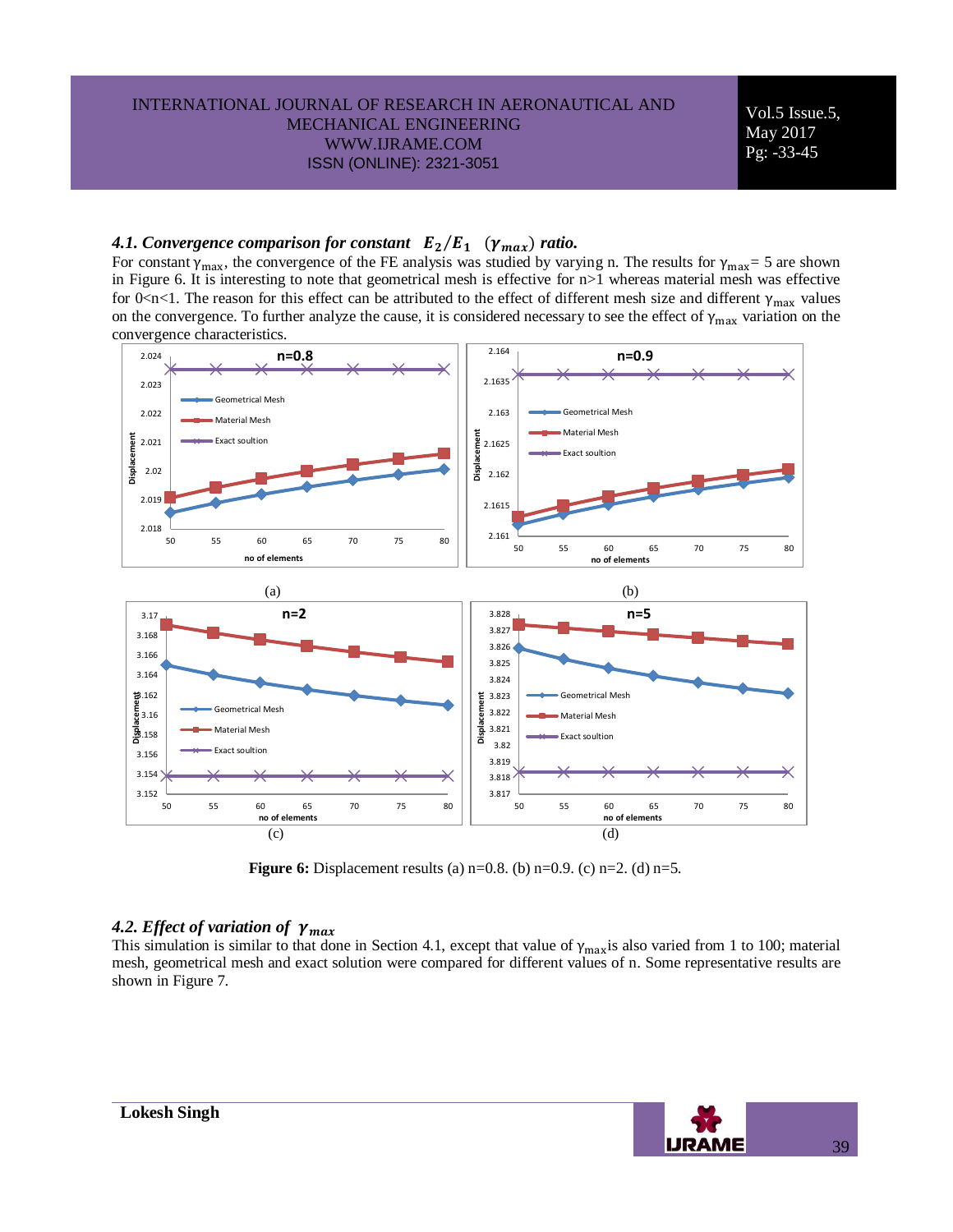### *4.1. Convergence comparison for constant $E_2/E_1$ ($\gamma_{max}$) ratio.*

For constant $\gamma_{max}$, the convergence of the FE analysis was studied by varying n. The results for $\gamma_{max}$= 5 are shown in Figure 6. It is interesting to note that geometrical mesh is effective for n>1 whereas material mesh was effective for 0<n<1. The reason for this effect can be attributed to the effect of different mesh size and different $\gamma_{max}$ values on the convergence. To further analyze the cause, it is considered necessary to see the effect of $\gamma_{max}$ variation on the convergence characteristics.

(a) (b)

(c) (d)

**Figure 6:** Displacement results (a) n=0.8. (b) n=0.9. (c) n=2. (d) n=5.

### *4.2. Effect of variation of $\gamma_{max}$*

This simulation is similar to that done in Section 4.1, except that value of $\gamma_{max}$is also varied from 1 to 100; material mesh, geometrical mesh and exact solution were compared for different values of n. Some representative results are shown in Figure 7.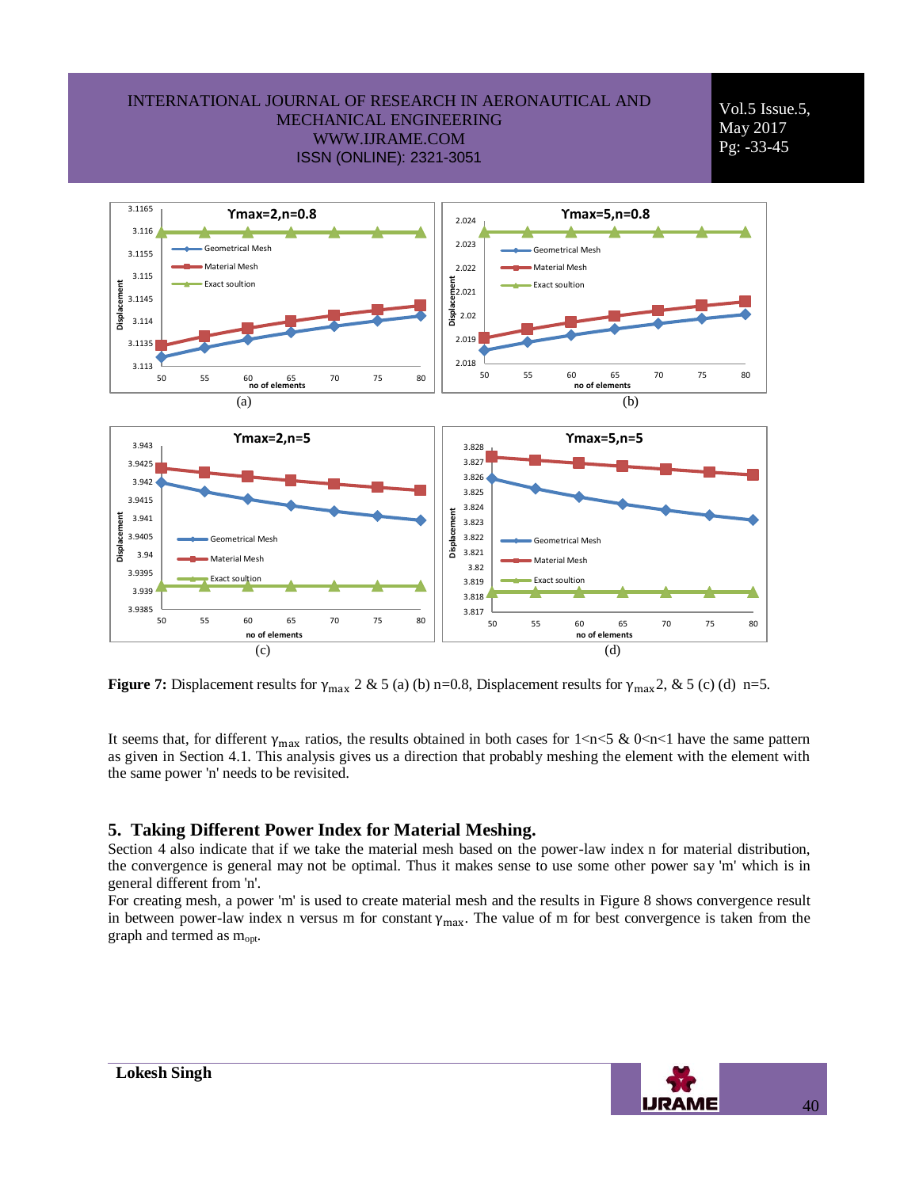**Figure 7:** Displacement results for $\gamma_{max}$ 2 & 5 (a) (b) n=0.8, Displacement results for $\gamma_{max}$2, & 5 (c) (d) n=5.

It seems that, for different $\gamma_{max}$ ratios, the results obtained in both cases for 1<n<5 & 0<n<1 have the same pattern as given in Section 4.1. This analysis gives us a direction that probably meshing the element with the element with the same power 'n' needs to be revisited.

## 5. Taking Different Power Index for Material Meshing.

Section 4 also indicate that if we take the material mesh based on the power-law index n for material distribution, the convergence is general may not be optimal. Thus it makes sense to use some other power say 'm' which is in general different from 'n'.

For creating mesh, a power 'm' is used to create material mesh and the results in Figure 8 shows convergence result in between power-law index n versus m for constant $\gamma_{max}$. The value of m for best convergence is taken from the graph and termed as $m_{opt}$.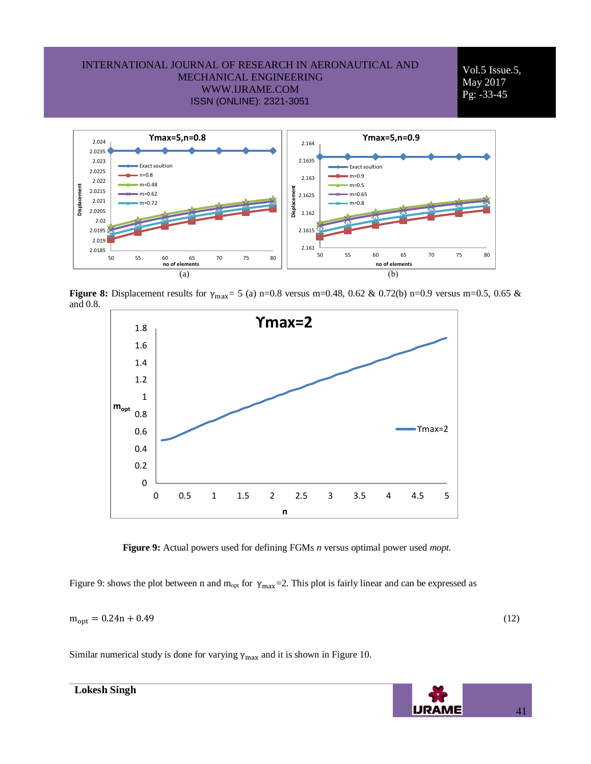Figure 8: Displacement results for $\gamma_{max}$= 5 (a) n=0.8 versus m=0.48, 0.62 & 0.72(b) n=0.9 versus m=0.5, 0.65 & and 0.8.

**Figure 9:** Actual powers used for defining FGMs *n* versus optimal power used *mopt.*

Figure 9: shows the plot between n and $m_{opt}$ for $\gamma_{max}$=2. This plot is fairly linear and can be expressed as

$$m_{opt} = 0.24n + 0.49 \tag{12}$$

Similar numerical study is done for varying $\gamma_{max}$ and it is shown in Figure 10.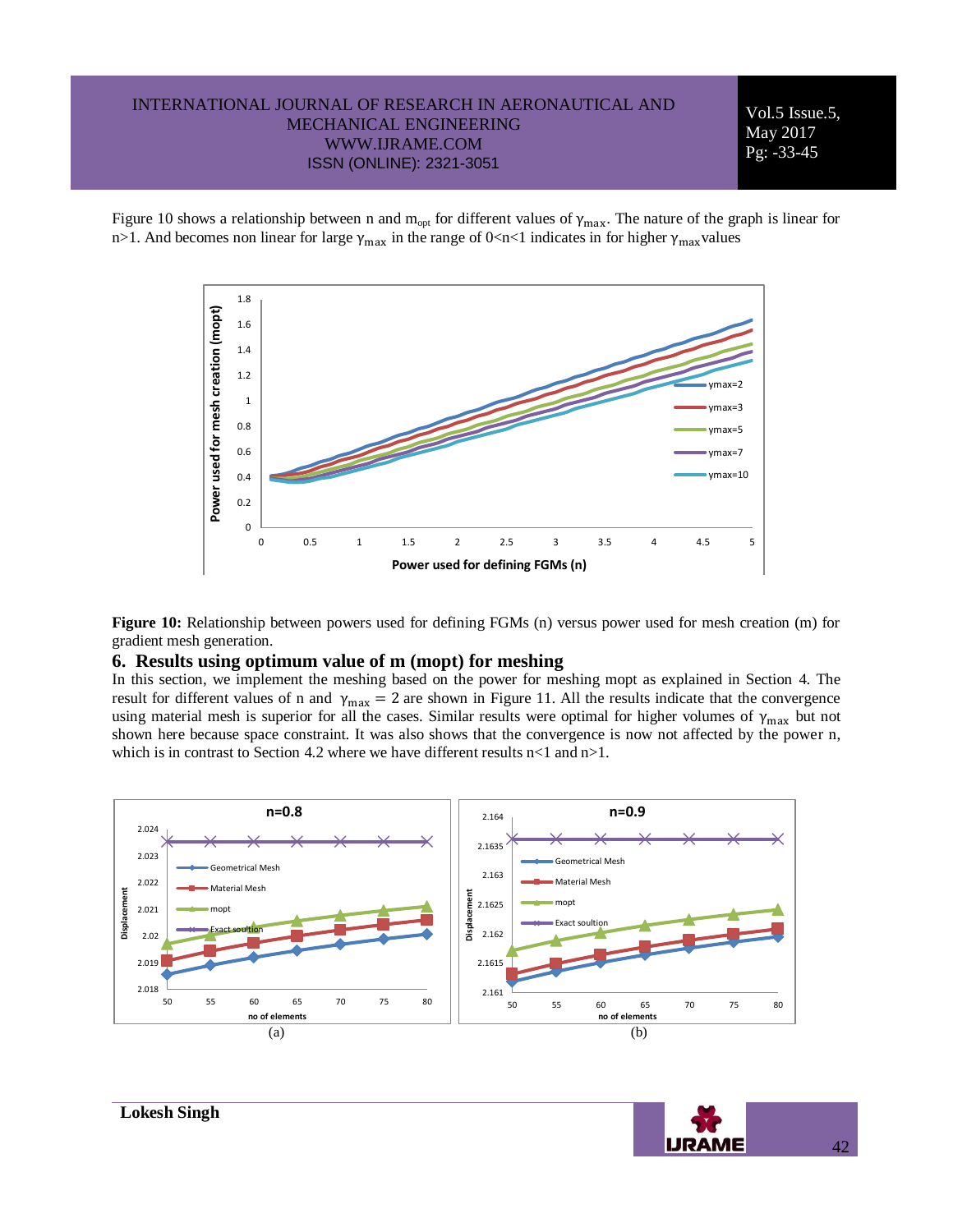Figure 10 shows a relationship between n and $m_{opt}$ for different values of $\gamma_{max}$. The nature of the graph is linear for n>1. And becomes non linear for large $\gamma_{max}$ in the range of 0<n<1 indicates in for higher $\gamma_{max}$ values

**Figure 10:** Relationship between powers used for defining FGMs (n) versus power used for mesh creation (m) for gradient mesh generation.

## 6. Results using optimum value of m (mopt) for meshing

In this section, we implement the meshing based on the power for meshing mopt as explained in Section 4. The result for different values of n and $\gamma_{max} = 2$ are shown in Figure 11. All the results indicate that the convergence using material mesh is superior for all the cases. Similar results were optimal for higher volumes of $\gamma_{max}$ but not shown here because space constraint. It was also shows that the convergence is now not affected by the power n, which is in contrast to Section 4.2 where we have different results n<1 and n>1.

(a)

(b)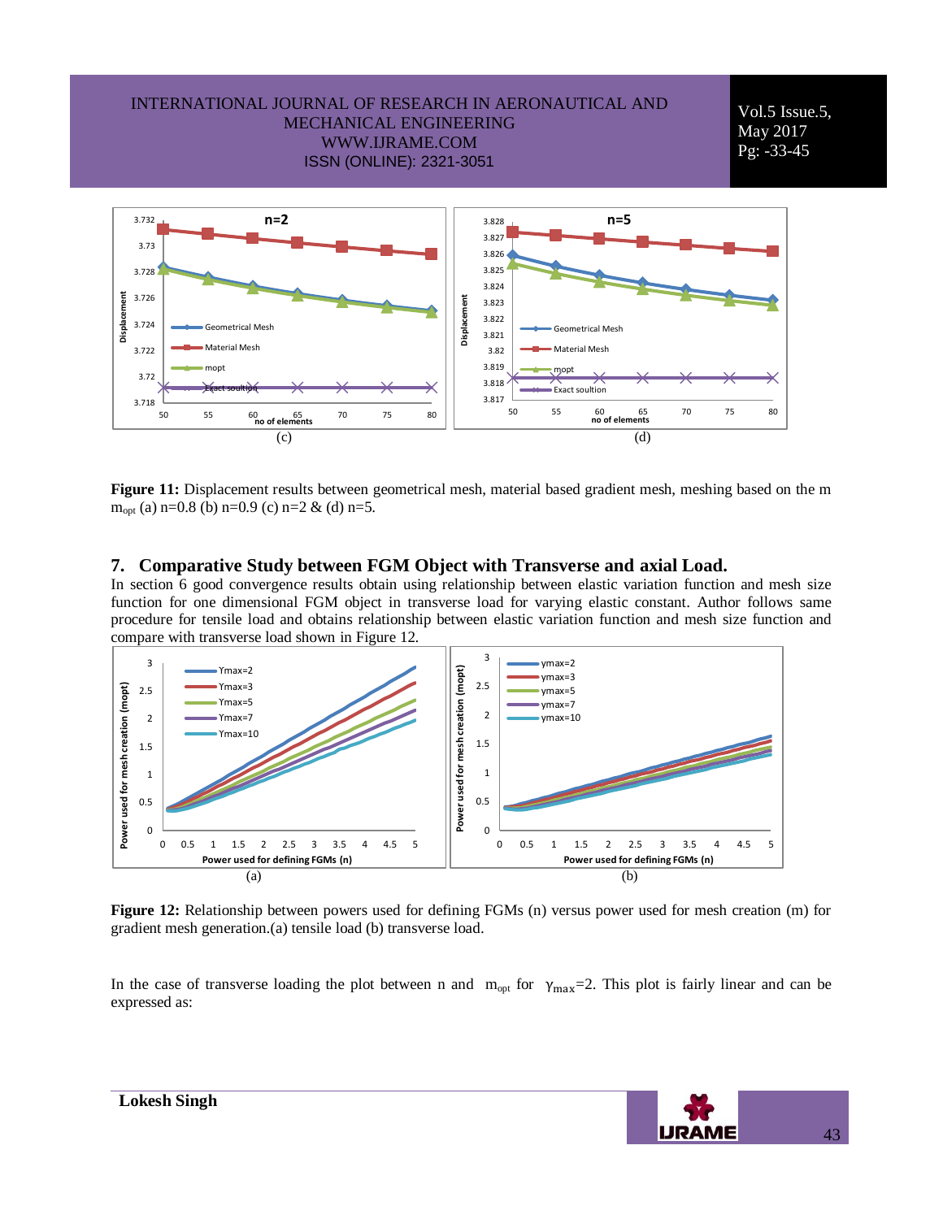(c)

(d)

**Figure 11:** Displacement results between geometrical mesh, material based gradient mesh, meshing based on the m $m_{opt}$ (a) n=0.8 (b) n=0.9 (c) n=2 & (d) n=5.

## 7. Comparative Study between FGM Object with Transverse and axial Load.

In section 6 good convergence results obtain using relationship between elastic variation function and mesh size function for one dimensional FGM object in transverse load for varying elastic constant. Author follows same procedure for tensile load and obtains relationship between elastic variation function and mesh size function and compare with transverse load shown in Figure 12.

(a)

(b)

**Figure 12:** Relationship between powers used for defining FGMs (n) versus power used for mesh creation (m) for gradient mesh generation.(a) tensile load (b) transverse load.

In the case of transverse loading the plot between n and $m_{opt}$ for $\gamma_{max}$=2. This plot is fairly linear and can be expressed as: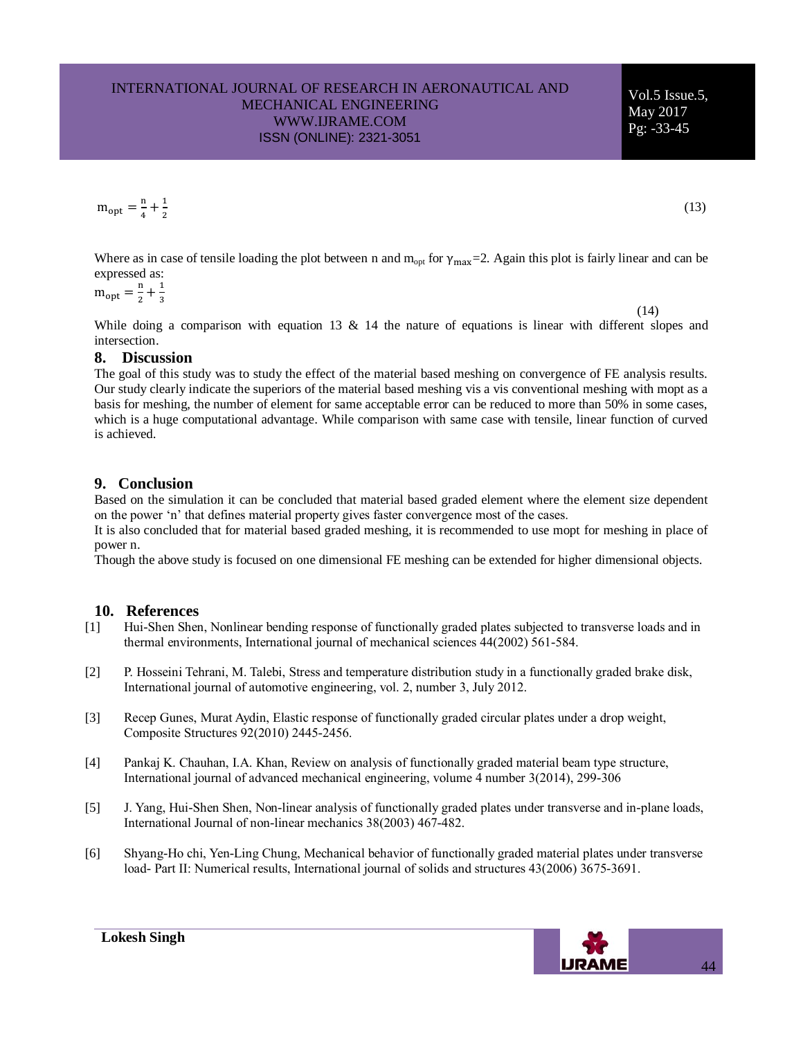$$m_{opt} = \frac{n}{4} + \frac{1}{2} \tag{13}$$

Where as in case of tensile loading the plot between n and $m_{opt}$ for $\gamma_{max}$=2. Again this plot is fairly linear and can be expressed as:

$$m_{opt} = \frac{n}{2} + \frac{1}{3} \tag{14}$$

While doing a comparison with equation 13 & 14 the nature of equations is linear with different slopes and intersection.

## 8. Discussion

The goal of this study was to study the effect of the material based meshing on convergence of FE analysis results. Our study clearly indicate the superiors of the material based meshing vis a vis conventional meshing with mopt as a basis for meshing, the number of element for same acceptable error can be reduced to more than 50% in some cases, which is a huge computational advantage. While comparison with same case with tensile, linear function of curved is achieved.

## 9. Conclusion

Based on the simulation it can be concluded that material based graded element where the element size dependent on the power 'n' that defines material property gives faster convergence most of the cases.

It is also concluded that for material based graded meshing, it is recommended to use mopt for meshing in place of power n.

Though the above study is focused on one dimensional FE meshing can be extended for higher dimensional objects.

## 10. References

[1] Hui-Shen Shen, Nonlinear bending response of functionally graded plates subjected to transverse loads and in thermal environments, International journal of mechanical sciences 44(2002) 561-584.

[2] P. Hosseini Tehrani, M. Talebi, Stress and temperature distribution study in a functionally graded brake disk, International journal of automotive engineering, vol. 2, number 3, July 2012.

[3] Recep Gunes, Murat Aydin, Elastic response of functionally graded circular plates under a drop weight, Composite Structures 92(2010) 2445-2456.

[4] Pankaj K. Chauhan, I.A. Khan, Review on analysis of functionally graded material beam type structure, International journal of advanced mechanical engineering, volume 4 number 3(2014), 299-306

[5] J. Yang, Hui-Shen Shen, Non-linear analysis of functionally graded plates under transverse and in-plane loads, International Journal of non-linear mechanics 38(2003) 467-482.

[6] Shyang-Ho chi, Yen-Ling Chung, Mechanical behavior of functionally graded material plates under transverse load- Part II: Numerical results, International journal of solids and structures 43(2006) 3675-3691.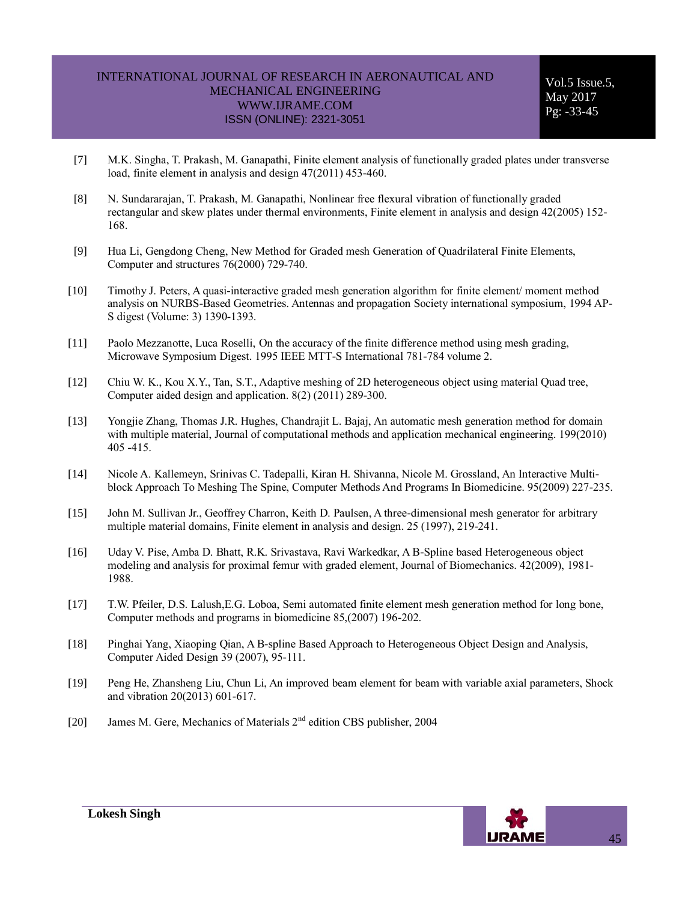[7] M.K. Singha, T. Prakash, M. Ganapathi, Finite element analysis of functionally graded plates under transverse load, finite element in analysis and design 47(2011) 453-460.

[8] N. Sundararajan, T. Prakash, M. Ganapathi, Nonlinear free flexural vibration of functionally graded rectangular and skew plates under thermal environments, Finite element in analysis and design 42(2005) 152-168.

[9] Hua Li, Gengdong Cheng, New Method for Graded mesh Generation of Quadrilateral Finite Elements, Computer and structures 76(2000) 729-740.

[10] Timothy J. Peters, A quasi-interactive graded mesh generation algorithm for finite element/ moment method analysis on NURBS-Based Geometries. Antennas and propagation Society international symposium, 1994 AP-S digest (Volume: 3) 1390-1393.

[11] Paolo Mezzanotte, Luca Roselli, On the accuracy of the finite difference method using mesh grading, Microwave Symposium Digest. 1995 IEEE MTT-S International 781-784 volume 2.

[12] Chiu W. K., Kou X.Y., Tan, S.T., Adaptive meshing of 2D heterogeneous object using material Quad tree, Computer aided design and application. 8(2) (2011) 289-300.

[13] Yongjie Zhang, Thomas J.R. Hughes, Chandrajit L. Bajaj, An automatic mesh generation method for domain with multiple material, Journal of computational methods and application mechanical engineering. 199(2010) 405 -415.

[14] Nicole A. Kallemeyn, Srinivas C. Tadepalli, Kiran H. Shivanna, Nicole M. Grossland, An Interactive Multi-block Approach To Meshing The Spine, Computer Methods And Programs In Biomedicine. 95(2009) 227-235.

[15] John M. Sullivan Jr., Geoffrey Charron, Keith D. Paulsen, A three-dimensional mesh generator for arbitrary multiple material domains, Finite element in analysis and design. 25 (1997), 219-241.

[16] Uday V. Pise, Amba D. Bhatt, R.K. Srivastava, Ravi Warkedkar, A B-Spline based Heterogeneous object modeling and analysis for proximal femur with graded element, Journal of Biomechanics. 42(2009), 1981-1988.

[17] T.W. Pfeiler, D.S. Lalush,E.G. Loboa, Semi automated finite element mesh generation method for long bone, Computer methods and programs in biomedicine 85,(2007) 196-202.

[18] Pinghai Yang, Xiaoping Qian, A B-spline Based Approach to Heterogeneous Object Design and Analysis, Computer Aided Design 39 (2007), 95-111.

[19] Peng He, Zhansheng Liu, Chun Li, An improved beam element for beam with variable axial parameters, Shock and vibration 20(2013) 601-617.

[20] James M. Gere, Mechanics of Materials 2nd edition CBS publisher, 2004